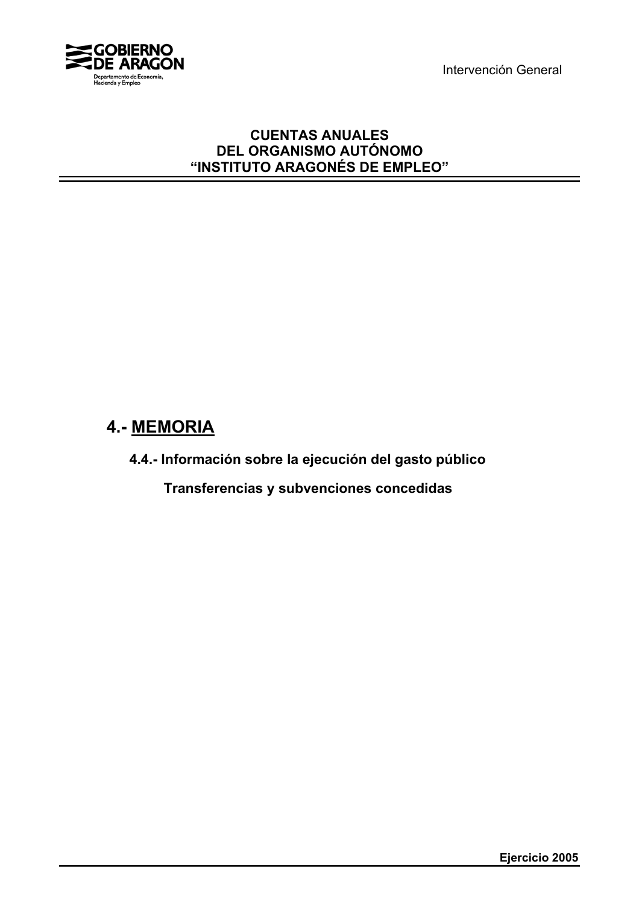GOBIERNO DE ARAGON

Departamento de Economía, Hacienda y Empleo

Intervención General

**CUENTAS ANUALES**
**DEL ORGANISMO AUTÓNOMO**
**"INSTITUTO ARAGONÉS DE EMPLEO"**

# 4.- MEMORIA

## 4.4.- Información sobre la ejecución del gasto público

### Transferencias y subvenciones concedidas

**Ejercicio 2005**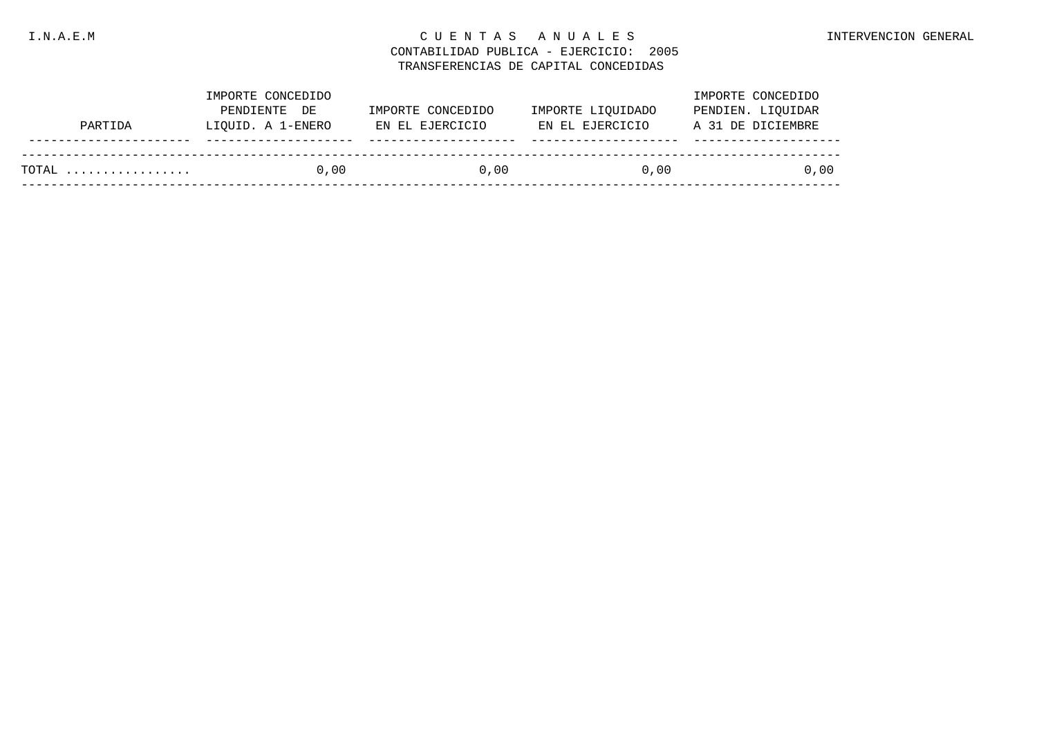I.N.A.E.M

# C U E N T A S   A N U A L E S

INTERVENCION GENERAL

CONTABILIDAD PUBLICA - EJERCICIO: 2005

TRANSFERENCIAS DE CAPITAL CONCEDIDAS

| PARTIDA | IMPORTE CONCEDIDO PENDIENTE DE LIQUID. A 1-ENERO | IMPORTE CONCEDIDO EN EL EJERCICIO | IMPORTE LIQUIDADO EN EL EJERCICIO | IMPORTE CONCEDIDO PENDIEN. LIQUIDAR A 31 DE DICIEMBRE |
|---|---|---|---|---|
| TOTAL ................. | 0,00 | 0,00 | 0,00 | 0,00 |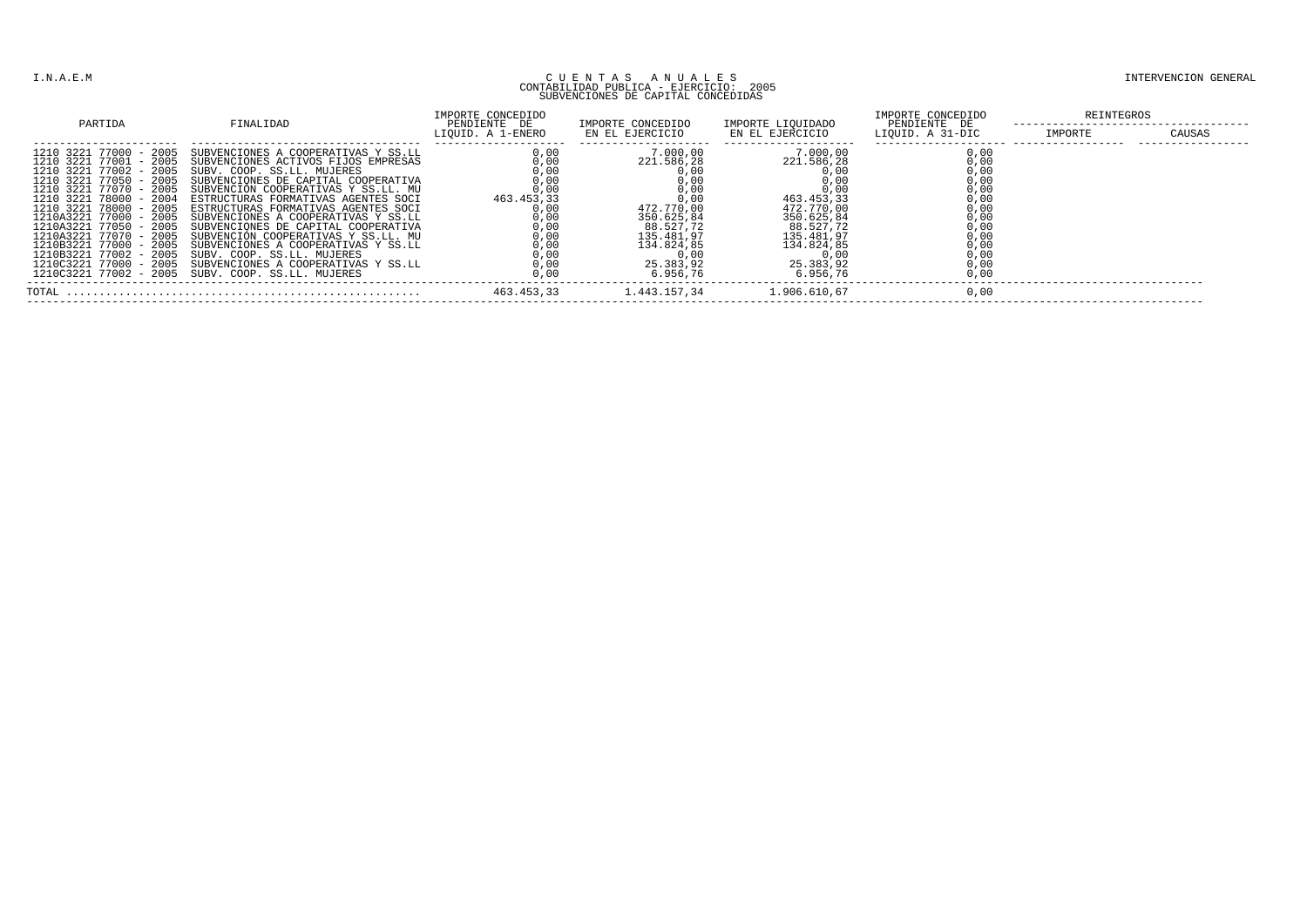I.N.A.E.M

# CUENTAS ANUALES
## CONTABILIDAD PUBLICA - EJERCICIO: 2005
### SUBVENCIONES DE CAPITAL CONCEDIDAS

INTERVENCION GENERAL

| PARTIDA | FINALIDAD | IMPORTE CONCEDIDO PENDIENTE DE LIQUID. A 1-ENERO | IMPORTE CONCEDIDO EN EL EJERCICIO | IMPORTE LIQUIDADO EN EL EJERCICIO | IMPORTE CONCEDIDO PENDIENTE DE LIQUID. A 31-DIC | REINTEGROS | |
|---|---|---|---|---|---|---|---|
| | | | | | | IMPORTE | CAUSAS |
| 1210 3221 77000 - 2005 | SUBVENCIONES A COOPERATIVAS Y SS.LL | 0,00 | 7.000,00 | 7.000,00 | 0,00 | | |
| 1210 3221 77001 - 2005 | SUBVENCIONES ACTIVOS FIJOS EMPRESAS | 0,00 | 221.586,28 | 221.586,28 | 0,00 | | |
| 1210 3221 77002 - 2005 | SUBV. COOP. SS.LL. MUJERES | 0,00 | 0,00 | 0,00 | 0,00 | | |
| 1210 3221 77050 - 2005 | SUBVENCIONES DE CAPITAL COOPERATIVA | 0,00 | 0,00 | 0,00 | 0,00 | | |
| 1210 3221 77070 - 2005 | SUBVENCION COOPERATIVAS Y SS.LL. MU | 0,00 | 0,00 | 0,00 | 0,00 | | |
| 1210 3221 78000 - 2004 | ESTRUCTURAS FORMATIVAS AGENTES SOCI | 463.453,33 | 0,00 | 463.453,33 | 0,00 | | |
| 1210 3221 78000 - 2005 | ESTRUCTURAS FORMATIVAS AGENTES SOCI | 0,00 | 472.770,00 | 472.770,00 | 0,00 | | |
| 1210A3221 77000 - 2005 | SUBVENCIONES A COOPERATIVAS Y SS.LL | 0,00 | 350.625,84 | 350.625,84 | 0,00 | | |
| 1210A3221 77050 - 2005 | SUBVENCIONES DE CAPITAL COOPERATIVA | 0,00 | 88.527,72 | 88.527,72 | 0,00 | | |
| 1210A3221 77070 - 2005 | SUBVENCION COOPERATIVAS Y SS.LL. MU | 0,00 | 135.481,97 | 135.481,97 | 0,00 | | |
| 1210B3221 77000 - 2005 | SUBVENCIONES A COOPERATIVAS Y SS.LL | 0,00 | 134.824,85 | 134.824,85 | 0,00 | | |
| 1210B3221 77002 - 2005 | SUBV. COOP. SS.LL. MUJERES | 0,00 | 0,00 | 0,00 | 0,00 | | |
| 1210C3221 77000 - 2005 | SUBVENCIONES A COOPERATIVAS Y SS.LL | 0,00 | 25.383,92 | 25.383,92 | 0,00 | | |
| 1210C3221 77002 - 2005 | SUBV. COOP. SS.LL. MUJERES | 0,00 | 6.956,76 | 6.956,76 | 0,00 | | |
| TOTAL | | 463.453,33 | 1.443.157,34 | 1.906.610,67 | 0,00 | | |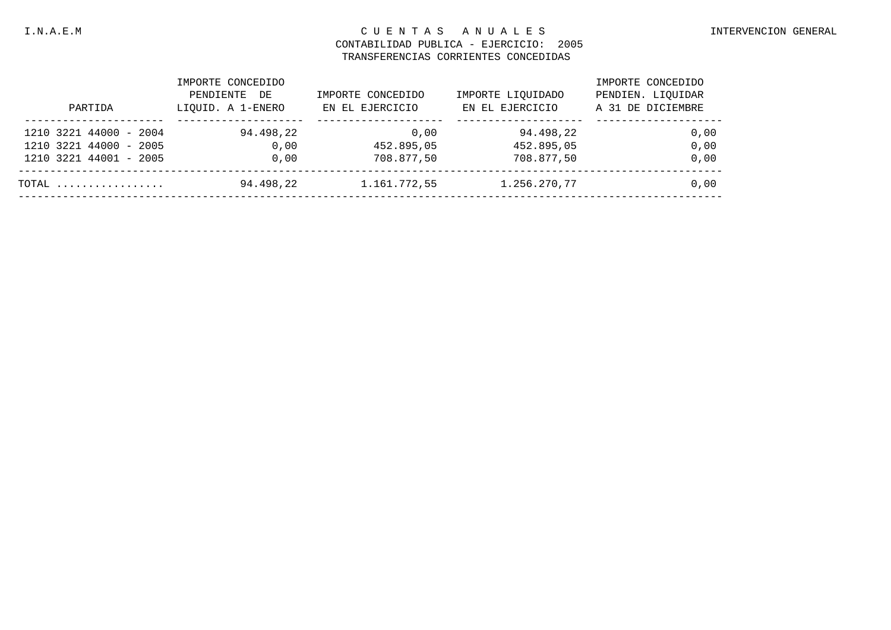I.N.A.E.M

# CUENTAS ANUALES

INTERVENCION GENERAL

CONTABILIDAD PUBLICA - EJERCICIO: 2005

TRANSFERENCIAS CORRIENTES CONCEDIDAS

| PARTIDA | IMPORTE CONCEDIDO PENDIENTE DE LIQUID. A 1-ENERO | IMPORTE CONCEDIDO EN EL EJERCICIO | IMPORTE LIQUIDADO EN EL EJERCICIO | IMPORTE CONCEDIDO PENDIEN. LIQUIDAR A 31 DE DICIEMBRE |
|---|---:|---:|---:|---:|
| 1210 3221 44000 - 2004 | 94.498,22 | 0,00 | 94.498,22 | 0,00 |
| 1210 3221 44000 - 2005 | 0,00 | 452.895,05 | 452.895,05 | 0,00 |
| 1210 3221 44001 - 2005 | 0,00 | 708.877,50 | 708.877,50 | 0,00 |
| TOTAL ................. | 94.498,22 | 1.161.772,55 | 1.256.270,77 | 0,00 |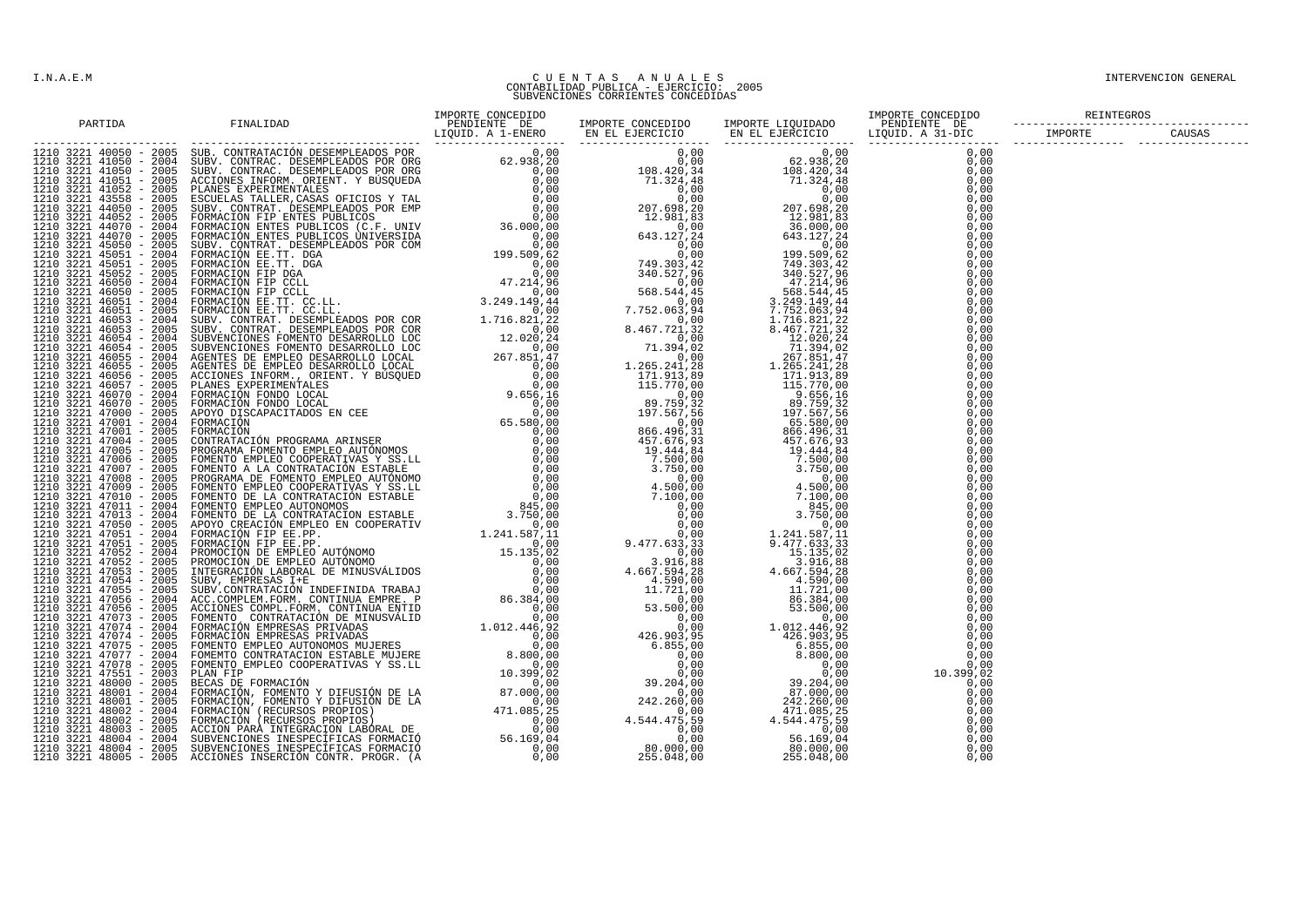C U E N T A S   A N U A L E S
CONTABILIDAD PUBLICA - EJERCICIO: 2005
SUBVENCIONES CORRIENTES CONCEDIDAS

| PARTIDA | FINALIDAD | IMPORTE CONCEDIDO PENDIENTE DE LIQUID. A 1-ENERO | IMPORTE CONCEDIDO EN EL EJERCICIO | IMPORTE LIQUIDADO EN EL EJERCICIO | IMPORTE CONCEDIDO PENDIENTE DE LIQUID. A 31-DIC | REINTEGROS IMPORTE | REINTEGROS CAUSAS |
|---|---|---|---|---|---|---|---|
| 1210 3221 40050 - 2005 | SUB. CONTRATACIÓN DESEMPLEADOS POR | 0,00 | 0,00 | 0,00 | 0,00 | | |
| 1210 3221 41050 - 2004 | SUBV. CONTRAC. DESEMPLEADOS POR ORG | 62.938,20 | 0,00 | 62.938,20 | 0,00 | | |
| 1210 3221 41050 - 2005 | SUBV. CONTRAC. DESEMPLEADOS POR ORG | 0,00 | 108.420,34 | 108.420,34 | 0,00 | | |
| 1210 3221 41051 - 2005 | ACCIONES INFORM. ORIENT. Y BUSQUEDA | 0,00 | 71.324,48 | 71.324,48 | 0,00 | | |
| 1210 3221 41052 - 2005 | PLANES EXPERIMENTALES | 0,00 | 0,00 | 0,00 | 0,00 | | |
| 1210 3221 43558 - 2005 | ESCUELAS TALLER,CASAS OFICIOS Y TAL | 0,00 | 0,00 | 0,00 | 0,00 | | |
| 1210 3221 44050 - 2005 | SUBV. CONTRAT. DESEMPLEADOS POR EMP | 0,00 | 207.698,20 | 207.698,20 | 0,00 | | |
| 1210 3221 44052 - 2005 | FORMACION FIP ENTES PUBLICOS | 0,00 | 12.981,83 | 12.981,83 | 0,00 | | |
| 1210 3221 44070 - 2004 | FORMACION ENTES PUBLICOS (C.F. UNIV | 36.000,00 | 0,00 | 36.000,00 | 0,00 | | |
| 1210 3221 44070 - 2005 | FORMACIÓN ENTES PUBLICOS UNIVERSIDA | 0,00 | 643.127,24 | 643.127,24 | 0,00 | | |
| 1210 3221 45050 - 2005 | SUBV. CONTRAT. DESEMPLEADOS POR COM | 0,00 | 0,00 | 0,00 | 0,00 | | |
| 1210 3221 45051 - 2004 | FORMACIÓN EE.TT. DGA | 199.509,62 | 0,00 | 199.509,62 | 0,00 | | |
| 1210 3221 45051 - 2005 | FORMACIÓN EE.TT. DGA | 0,00 | 749.303,42 | 749.303,42 | 0,00 | | |
| 1210 3221 45052 - 2005 | FORMACIÓN FIP DGA | 0,00 | 340.527,96 | 340.527,96 | 0,00 | | |
| 1210 3221 46050 - 2004 | FORMACIÓN FIP CCLL | 47.214,96 | 0,00 | 47.214,96 | 0,00 | | |
| 1210 3221 46050 - 2005 | FORMACIÓN FIP CCLL | 0,00 | 568.544,45 | 568.544,45 | 0,00 | | |
| 1210 3221 46051 - 2004 | FORMACIÓN EE.TT. CC.LL. | 3.249.149,44 | 0,00 | 3.249.149,44 | 0,00 | | |
| 1210 3221 46051 - 2005 | FORMACIÓN EE.TT. CC.LL. | 0,00 | 7.752.063,94 | 7.752.063,94 | 0,00 | | |
| 1210 3221 46053 - 2004 | SUBV. CONTRAT. DESEMPLEADOS POR COR | 1.716.821,22 | 0,00 | 1.716.821,22 | 0,00 | | |
| 1210 3221 46053 - 2005 | SUBV. CONTRAT. DESEMPLEADOS POR COR | 0,00 | 8.467.721,32 | 8.467.721,32 | 0,00 | | |
| 1210 3221 46054 - 2004 | SUBVENCIONES FOMENTO DESARROLLO LOC | 12.020,24 | 0,00 | 12.020,24 | 0,00 | | |
| 1210 3221 46054 - 2005 | SUBVENCIONES FOMENTO DESARROLLO LOC | 0,00 | 71.394,02 | 71.394,02 | 0,00 | | |
| 1210 3221 46055 - 2004 | AGENTES DE EMPLEO DESARROLLO LOCAL | 267.851,47 | 0,00 | 267.851,47 | 0,00 | | |
| 1210 3221 46055 - 2005 | AGENTES DE EMPLEO DESARROLLO LOCAL | 0,00 | 1.265.241,28 | 1.265.241,28 | 0,00 | | |
| 1210 3221 46056 - 2005 | ACCIONES INFORM., ORIENT. Y BUSQUED | 0,00 | 171.913,89 | 171.913,89 | 0,00 | | |
| 1210 3221 46057 - 2005 | PLANES EXPERIMENTALES | 0,00 | 115.770,00 | 115.770,00 | 0,00 | | |
| 1210 3221 46070 - 2004 | FORMACIÓN FONDO LOCAL | 9.656,16 | 0,00 | 9.656,16 | 0,00 | | |
| 1210 3221 46070 - 2005 | FORMACIÓN FONDO LOCAL | 0,00 | 89.759,32 | 89.759,32 | 0,00 | | |
| 1210 3221 47000 - 2005 | APOYO DISCAPACITADOS EN CEE | 0,00 | 197.567,56 | 197.567,56 | 0,00 | | |
| 1210 3221 47001 - 2004 | FORMACIÓN | 65.580,00 | 0,00 | 65.580,00 | 0,00 | | |
| 1210 3221 47001 - 2005 | FORMACIÓN | 0,00 | 866.496,31 | 866.496,31 | 0,00 | | |
| 1210 3221 47004 - 2005 | CONTRATACIÓN PROGRAMA ARINSER | 0,00 | 457.676,93 | 457.676,93 | 0,00 | | |
| 1210 3221 47005 - 2005 | PROGRAMA FOMENTO EMPLEO AUTÓNOMOS | 0,00 | 19.444,84 | 19.444,84 | 0,00 | | |
| 1210 3221 47006 - 2005 | FOMENTO EMPLEO COOPERATIVAS Y SS.LL | 0,00 | 7.500,00 | 7.500,00 | 0,00 | | |
| 1210 3221 47007 - 2005 | FOMENTO A LA CONTRATACIÓN ESTABLE | 0,00 | 3.750,00 | 3.750,00 | 0,00 | | |
| 1210 3221 47008 - 2005 | PROGRAMA DE FOMENTO EMPLEO AUTÓNOMO | 0,00 | 0,00 | 0,00 | 0,00 | | |
| 1210 3221 47009 - 2005 | FOMENTO EMPLEO COOPERATIVAS Y SS.LL | 0,00 | 4.500,00 | 4.500,00 | 0,00 | | |
| 1210 3221 47010 - 2005 | FOMENTO DE LA CONTRATACIÓN ESTABLE | 0,00 | 7.100,00 | 7.100,00 | 0,00 | | |
| 1210 3221 47011 - 2004 | FOMENTO EMPLEO AUTONOMOS | 845,00 | 0,00 | 845,00 | 0,00 | | |
| 1210 3221 47013 - 2004 | FOMENTO DE LA CONTRATACIÓN ESTABLE | 3.750,00 | 0,00 | 3.750,00 | 0,00 | | |
| 1210 3221 47050 - 2005 | APOYO CREACIÓN EMPLEO EN COOPERATIV | 0,00 | 0,00 | 0,00 | 0,00 | | |
| 1210 3221 47051 - 2004 | FORMACIÓN FIP EE.PP. | 1.241.587,11 | 0,00 | 1.241.587,11 | 0,00 | | |
| 1210 3221 47051 - 2005 | FORMACIÓN FIP EE.PP. | 0,00 | 9.477.633,33 | 9.477.633,33 | 0,00 | | |
| 1210 3221 47052 - 2004 | PROMOCIÓN DE EMPLEO AUTÓNOMO | 15.135,02 | 0,00 | 15.135,02 | 0,00 | | |
| 1210 3221 47052 - 2005 | PROMOCIÓN DE EMPLEO AUTÓNOMO | 0,00 | 3.916,88 | 3.916,88 | 0,00 | | |
| 1210 3221 47053 - 2005 | INTEGRACIÓN LABORAL DE MINUSVÁLIDOS | 0,00 | 4.667.594,28 | 4.667.594,28 | 0,00 | | |
| 1210 3221 47054 - 2005 | SUBV. EMPRESAS I+E | 0,00 | 4.590,00 | 4.590,00 | 0,00 | | |
| 1210 3221 47055 - 2005 | SUBV.CONTRATACIÓN INDEFINIDA TRABAJ | 0,00 | 11.721,00 | 11.721,00 | 0,00 | | |
| 1210 3221 47056 - 2004 | ACC.COMPLEM.FORM. CONTINUA EMPRE. P | 86.384,00 | 0,00 | 86.384,00 | 0,00 | | |
| 1210 3221 47056 - 2005 | ACCIONES COMPL.FORM. CONTINUA ENTID | 0,00 | 53.500,00 | 53.500,00 | 0,00 | | |
| 1210 3221 47073 - 2005 | FOMENTO CONTRATACIÓN DE MINUSVÁLID | 0,00 | 0,00 | 0,00 | 0,00 | | |
| 1210 3221 47074 - 2004 | FORMACIÓN EMPRESAS PRIVADAS | 1.012.446,92 | 0,00 | 1.012.446,92 | 0,00 | | |
| 1210 3221 47074 - 2005 | FORMACIÓN EMPRESAS PRIVADAS | 0,00 | 426.903,95 | 426.903,95 | 0,00 | | |
| 1210 3221 47075 - 2005 | FOMENTO EMPLEO AUTONOMOS MUJERES | 0,00 | 6.855,00 | 6.855,00 | 0,00 | | |
| 1210 3221 47077 - 2004 | FOMEMTO CONTRATACION ESTABLE MUJERE | 8.800,00 | 0,00 | 8.800,00 | 0,00 | | |
| 1210 3221 47078 - 2005 | FOMENTO EMPLEO COOPERATIVAS Y SS.LL | 0,00 | 0,00 | 0,00 | 0,00 | | |
| 1210 3221 47551 - 2003 | PLAN FIP | 10.399,02 | 0,00 | 0,00 | 10.399,02 | | |
| 1210 3221 48000 - 2005 | BECAS DE FORMACIÓN | 0,00 | 39.204,00 | 39.204,00 | 0,00 | | |
| 1210 3221 48001 - 2004 | FORMACIÓN, FOMENTO Y DIFUSIÓN DE LA | 87.000,00 | 0,00 | 87.000,00 | 0,00 | | |
| 1210 3221 48001 - 2005 | FORMACIÓN, FOMENTO Y DIFUSIÓN DE LA | 0,00 | 242.260,00 | 242.260,00 | 0,00 | | |
| 1210 3221 48002 - 2004 | FORMACIÓN (RECURSOS PROPIOS) | 471.085,25 | 0,00 | 471.085,25 | 0,00 | | |
| 1210 3221 48002 - 2005 | FORMACIÓN (RECURSOS PROPIOS) | 0,00 | 4.544.475,59 | 4.544.475,59 | 0,00 | | |
| 1210 3221 48003 - 2005 | ACCION PARA INTEGRACION LABORAL DE | 0,00 | 0,00 | 0,00 | 0,00 | | |
| 1210 3221 48004 - 2004 | SUBVENCIONES INESPECÍFICAS FORMACIÓ | 56.169,04 | 0,00 | 56.169,04 | 0,00 | | |
| 1210 3221 48004 - 2005 | SUBVENCIONES INESPECÍFICAS FORMACIÓ | 0,00 | 80.000,00 | 80.000,00 | 0,00 | | |
| 1210 3221 48005 - 2005 | ACCIONES INSERCIÓN CONTR. PROGR. (A | 0,00 | 255.048,00 | 255.048,00 | 0,00 | | |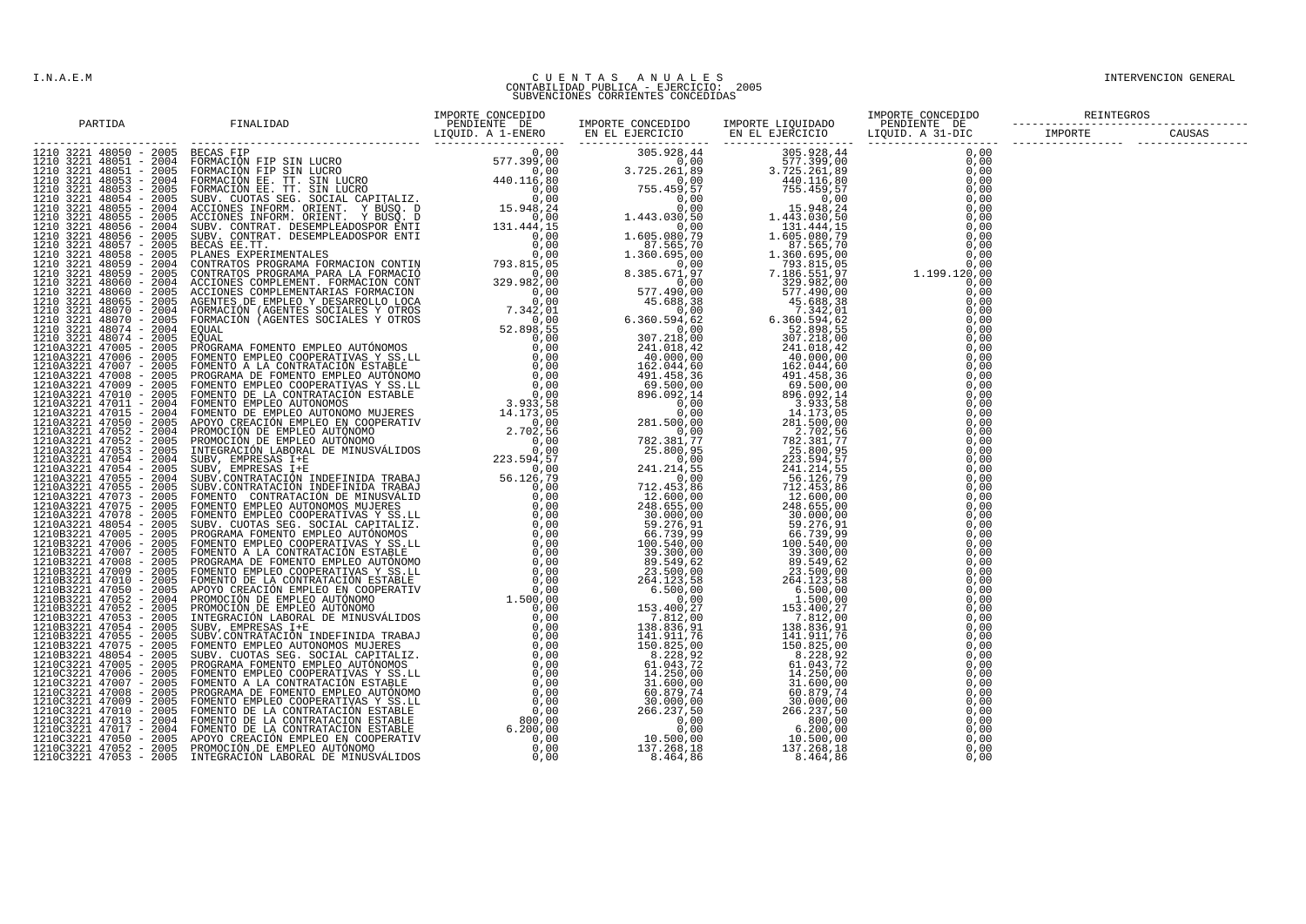# C U E N T A S   A N U A L E S
## CONTABILIDAD PUBLICA - EJERCICIO: 2005
## SUBVENCIONES CORRIENTES CONCEDIDAS

| PARTIDA | FINALIDAD | IMPORTE CONCEDIDO PENDIENTE DE LIQUID. A 1-ENERO | IMPORTE CONCEDIDO EN EL EJERCICIO | IMPORTE LIQUIDADO EN EL EJERCICIO | IMPORTE CONCEDIDO PENDIENTE DE LIQUID. A 31-DIC | REINTEGROS IMPORTE | REINTEGROS CAUSAS |
|---|---|---|---|---|---|---|---|
| 1210 3221 48050 - 2005 | BECAS FIP | 0,00 | 305.928,44 | 305.928,44 | 0,00 | | |
| 1210 3221 48051 - 2004 | FORMACIÓN FIP SIN LUCRO | 577.399,00 | 0,00 | 577.399,00 | 0,00 | | |
| 1210 3221 48051 - 2005 | FORMACIÓN FIP SIN LUCRO | 0,00 | 3.725.261,89 | 3.725.261,89 | 0,00 | | |
| 1210 3221 48053 - 2004 | FORMACIÓN EE. TT. SIN LUCRO | 440.116,80 | 0,00 | 440.116,80 | 0,00 | | |
| 1210 3221 48053 - 2005 | FORMACIÓN EE. TT. SIN LUCRO | 0,00 | 755.459,57 | 755.459,57 | 0,00 | | |
| 1210 3221 48054 - 2005 | SUBV. CUOTAS SEG. SOCIAL CAPITALIZ. | 0,00 | 0,00 | 0,00 | 0,00 | | |
| 1210 3221 48055 - 2004 | ACCIONES INFORM. ORIENT. Y BÚSQ. D | 15.948,24 | 0,00 | 15.948,24 | 0,00 | | |
| 1210 3221 48055 - 2005 | ACCIONES INFORM. ORIENT. Y BÚSQ. D | 0,00 | 1.443.030,50 | 1.443.030,50 | 0,00 | | |
| 1210 3221 48056 - 2004 | SUBV. CONTRAT. DESEMPLEADOSPOR ENTI | 131.444,15 | 0,00 | 131.444,15 | 0,00 | | |
| 1210 3221 48056 - 2005 | SUBV. CONTRAT. DESEMPLEADOSPOR ENTI | 0,00 | 1.605.080,79 | 1.605.080,79 | 0,00 | | |
| 1210 3221 48057 - 2005 | BECAS EE.TT. | 0,00 | 87.565,70 | 87.565,70 | 0,00 | | |
| 1210 3221 48058 - 2005 | PLANES EXPERIMENTALES | 0,00 | 1.360.695,00 | 1.360.695,00 | 0,00 | | |
| 1210 3221 48059 - 2004 | CONTRATOS PROGRAMA FORMACION CONTIN | 793.815,05 | 0,00 | 793.815,05 | 0,00 | | |
| 1210 3221 48059 - 2005 | CONTRATOS PROGRAMA PARA LA FORMACIÓ | 0,00 | 8.385.671,97 | 7.186.551,97 | 1.199.120,00 | | |
| 1210 3221 48060 - 2004 | ACCIONES COMPLEMENT. FORMACION CONT | 329.982,00 | 0,00 | 329.982,00 | 0,00 | | |
| 1210 3221 48060 - 2005 | ACCIONES COMPLEMENTARIAS FORMACION | 0,00 | 577.490,00 | 577.490,00 | 0,00 | | |
| 1210 3221 48065 - 2005 | AGENTES DE EMPLEO Y DESARROLLO LOCA | 0,00 | 45.688,38 | 45.688,38 | 0,00 | | |
| 1210 3221 48070 - 2004 | FORMACIÓN (AGENTES SOCIALES Y OTROS | 7.342,01 | 0,00 | 7.342,01 | 0,00 | | |
| 1210 3221 48070 - 2005 | FORMACIÓN (AGENTES SOCIALES Y OTROS | 0,00 | 6.360.594,62 | 6.360.594,62 | 0,00 | | |
| 1210 3221 48074 - 2004 | EQUAL | 52.898,55 | 0,00 | 52.898,55 | 0,00 | | |
| 1210 3221 48074 - 2005 | EQUAL | 0,00 | 307.218,00 | 307.218,00 | 0,00 | | |
| 1210A3221 47005 - 2005 | PROGRAMA FOMENTO EMPLEO AUTÓNOMOS | 0,00 | 241.018,42 | 241.018,42 | 0,00 | | |
| 1210A3221 47006 - 2005 | FOMENTO EMPLEO COOPERATIVAS Y SS.LL | 0,00 | 40.000,00 | 40.000,00 | 0,00 | | |
| 1210A3221 47007 - 2005 | FOMENTO A LA CONTRATACIÓN ESTABLE | 0,00 | 162.044,60 | 162.044,60 | 0,00 | | |
| 1210A3221 47008 - 2005 | PROGRAMA DE FOMENTO EMPLEO AUTÓNOMO | 0,00 | 491.458,36 | 491.458,36 | 0,00 | | |
| 1210A3221 47009 - 2005 | FOMENTO EMPLEO COOPERATIVAS Y SS.LL | 0,00 | 69.500,00 | 69.500,00 | 0,00 | | |
| 1210A3221 47010 - 2005 | FOMENTO DE LA CONTRATACIÓN ESTABLE | 0,00 | 896.092,14 | 896.092,14 | 0,00 | | |
| 1210A3221 47011 - 2004 | FOMENTO EMPLEO AUTONOMOS | 3.933,58 | 0,00 | 3.933,58 | 0,00 | | |
| 1210A3221 47015 - 2004 | FOMENTO DE EMPLEO AUTONOMO MUJERES | 14.173,05 | 0,00 | 14.173,05 | 0,00 | | |
| 1210A3221 47050 - 2005 | APOYO CREACIÓN EMPLEO EN COOPERATIV | 0,00 | 281.500,00 | 281.500,00 | 0,00 | | |
| 1210A3221 47052 - 2004 | PROMOCIÓN DE EMPLEO AUTÓNOMO | 2.702,56 | 0,00 | 2.702,56 | 0,00 | | |
| 1210A3221 47052 - 2005 | PROMOCIÓN DE EMPLEO AUTÓNOMO | 0,00 | 782.381,77 | 782.381,77 | 0,00 | | |
| 1210A3221 47053 - 2005 | INTEGRACIÓN LABORAL DE MINUSVÁLIDOS | 0,00 | 25.800,95 | 25.800,95 | 0,00 | | |
| 1210A3221 47054 - 2004 | SUBV, EMPRESAS I+E | 223.594,57 | 0,00 | 223.594,57 | 0,00 | | |
| 1210A3221 47054 - 2005 | SUBV, EMPRESAS I+E | 0,00 | 241.214,55 | 241.214,55 | 0,00 | | |
| 1210A3221 47055 - 2004 | SUBV.CONTRATACIÓN INDEFINIDA TRABAJ | 56.126,79 | 0,00 | 56.126,79 | 0,00 | | |
| 1210A3221 47055 - 2005 | SUBV.CONTRATACIÓN INDEFINIDA TRABAJ | 0,00 | 712.453,86 | 712.453,86 | 0,00 | | |
| 1210A3221 47073 - 2005 | FOMENTO CONTRATACIÓN DE MINUSVÁLID | 0,00 | 12.600,00 | 12.600,00 | 0,00 | | |
| 1210A3221 47075 - 2005 | FOMENTO EMPLEO AUTONOMOS MUJERES | 0,00 | 248.655,00 | 248.655,00 | 0,00 | | |
| 1210A3221 47078 - 2005 | FOMENTO EMPLEO COOPERATIVAS Y SS.LL | 0,00 | 30.000,00 | 30.000,00 | 0,00 | | |
| 1210A3221 48054 - 2005 | SUBV. CUOTAS SEG. SOCIAL CAPITALIZ. | 0,00 | 59.276,91 | 59.276,91 | 0,00 | | |
| 1210B3221 47005 - 2005 | PROGRAMA FOMENTO EMPLEO AUTÓNOMOS | 0,00 | 66.739,99 | 66.739,99 | 0,00 | | |
| 1210B3221 47006 - 2005 | FOMENTO EMPLEO COOPERATIVAS Y SS.LL | 0,00 | 100.540,00 | 100.540,00 | 0,00 | | |
| 1210B3221 47007 - 2005 | FOMENTO A LA CONTRATACIÓN ESTABLE | 0,00 | 39.300,00 | 39.300,00 | 0,00 | | |
| 1210B3221 47008 - 2005 | PROGRAMA DE FOMENTO EMPLEO AUTÓNOMO | 0,00 | 89.549,62 | 89.549,62 | 0,00 | | |
| 1210B3221 47009 - 2005 | FOMENTO EMPLEO COOPERATIVAS Y SS.LL | 0,00 | 23.500,00 | 23.500,00 | 0,00 | | |
| 1210B3221 47010 - 2005 | FOMENTO DE LA CONTRATACIÓN ESTABLE | 0,00 | 264.123,58 | 264.123,58 | 0,00 | | |
| 1210B3221 47050 - 2005 | APOYO CREACIÓN EMPLEO EN COOPERATIV | 0,00 | 6.500,00 | 6.500,00 | 0,00 | | |
| 1210B3221 47052 - 2004 | PROMOCIÓN DE EMPLEO AUTÓNOMO | 1.500,00 | 0,00 | 1.500,00 | 0,00 | | |
| 1210B3221 47052 - 2005 | PROMOCIÓN DE EMPLEO AUTÓNOMO | 0,00 | 153.400,27 | 153.400,27 | 0,00 | | |
| 1210B3221 47053 - 2005 | INTEGRACIÓN LABORAL DE MINUSVÁLIDOS | 0,00 | 7.812,00 | 7.812,00 | 0,00 | | |
| 1210B3221 47054 - 2005 | SUBV, EMPRESAS I+E | 0,00 | 138.836,91 | 138.836,91 | 0,00 | | |
| 1210B3221 47055 - 2005 | SUBV.CONTRATACIÓN INDEFINIDA TRABAJ | 0,00 | 141.911,76 | 141.911,76 | 0,00 | | |
| 1210B3221 47075 - 2005 | FOMENTO EMPLEO AUTONOMOS MUJERES | 0,00 | 150.825,00 | 150.825,00 | 0,00 | | |
| 1210B3221 48054 - 2005 | SUBV. CUOTAS SEG. SOCIAL CAPITALIZ. | 0,00 | 8.228,92 | 8.228,92 | 0,00 | | |
| 1210C3221 47005 - 2005 | PROGRAMA FOMENTO EMPLEO AUTÓNOMOS | 0,00 | 61.043,72 | 61.043,72 | 0,00 | | |
| 1210C3221 47006 - 2005 | FOMENTO EMPLEO COOPERATIVAS Y SS.LL | 0,00 | 14.250,00 | 14.250,00 | 0,00 | | |
| 1210C3221 47007 - 2005 | FOMENTO A LA CONTRATACIÓN ESTABLE | 0,00 | 31.600,00 | 31.600,00 | 0,00 | | |
| 1210C3221 47008 - 2005 | PROGRAMA DE FOMENTO EMPLEO AUTÓNOMO | 0,00 | 60.879,74 | 60.879,74 | 0,00 | | |
| 1210C3221 47009 - 2005 | FOMENTO EMPLEO COOPERATIVAS Y SS.LL | 0,00 | 30.000,00 | 30.000,00 | 0,00 | | |
| 1210C3221 47010 - 2005 | FOMENTO DE LA CONTRATACIÓN ESTABLE | 0,00 | 266.237,50 | 266.237,50 | 0,00 | | |
| 1210C3221 47013 - 2004 | FOMENTO DE LA CONTRATACIÓN ESTABLE | 800,00 | 0,00 | 800,00 | 0,00 | | |
| 1210C3221 47017 - 2004 | FOMENTO DE LA CONTRATACIÓN ESTABLE | 6.200,00 | 0,00 | 6.200,00 | 0,00 | | |
| 1210C3221 47050 - 2005 | APOYO CREACIÓN EMPLEO EN COOPERATIV | 0,00 | 10.500,00 | 10.500,00 | 0,00 | | |
| 1210C3221 47052 - 2005 | PROMOCIÓN DE EMPLEO AUTÓNOMO | 0,00 | 137.268,18 | 137.268,18 | 0,00 | | |
| 1210C3221 47053 - 2005 | INTEGRACIÓN LABORAL DE MINUSVÁLIDOS | 0,00 | 8.464,86 | 8.464,86 | 0,00 | | |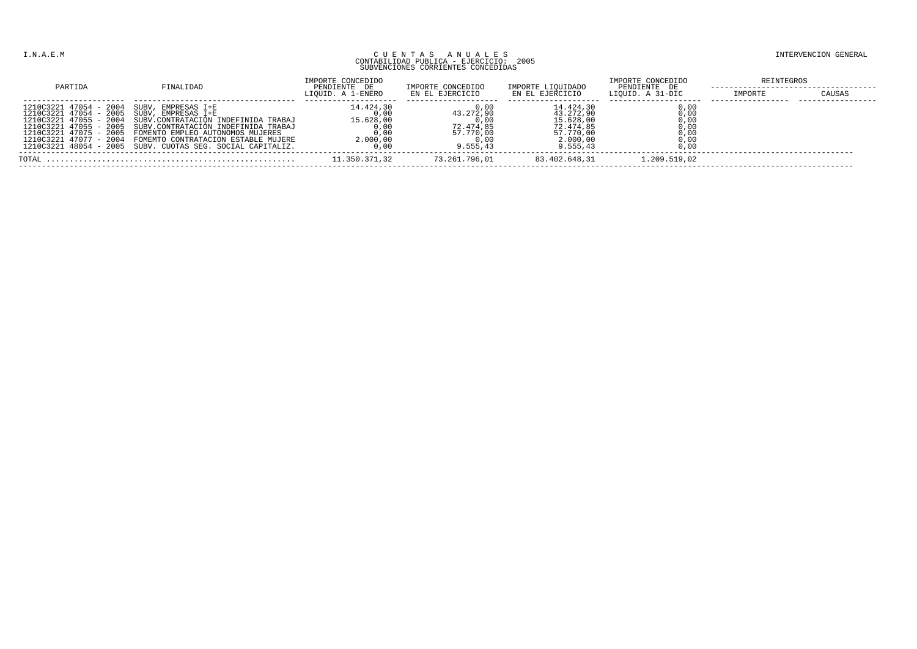I.N.A.E.M

# C U E N T A S   A N U A L E S
## CONTABILIDAD PUBLICA - EJERCICIO: 2005
### SUBVENCIONES CORRIENTES CONCEDIDAS

INTERVENCION GENERAL

| PARTIDA | FINALIDAD | IMPORTE CONCEDIDO PENDIENTE DE LIQUID. A 1-ENERO | IMPORTE CONCEDIDO EN EL EJERCICIO | IMPORTE LIQUIDADO EN EL EJERCICIO | IMPORTE CONCEDIDO PENDIENTE DE LIQUID. A 31-DIC | REINTEGROS | |
|---|---|---|---|---|---|---|---|
| | | | | | | IMPORTE | CAUSAS |
| 1210C3221 47054 - 2004 | SUBV, EMPRESAS I+E | 14.424,30 | 0,00 | 14.424,30 | 0,00 | | |
| 1210C3221 47054 - 2005 | SUBV, EMPRESAS I+E | 0,00 | 43.272,90 | 43.272,90 | 0,00 | | |
| 1210C3221 47055 - 2004 | SUBV.CONTRATACION INDEFINIDA TRABAJ | 15.628,00 | 0,00 | 15.628,00 | 0,00 | | |
| 1210C3221 47055 - 2005 | SUBV.CONTRATACION INDEFINIDA TRABAJ | 0,00 | 72.474,85 | 72.474,85 | 0,00 | | |
| 1210C3221 47075 - 2005 | FOMENTO EMPLEO AUTONOMOS MUJERES | 0,00 | 57.770,00 | 57.770,00 | 0,00 | | |
| 1210C3221 47077 - 2004 | FOMEMTO CONTRATACION ESTABLE MUJERE | 2.000,00 | 0,00 | 2.000,00 | 0,00 | | |
| 1210C3221 48054 - 2005 | SUBV. CUOTAS SEG. SOCIAL CAPITALIZ. | 0,00 | 9.555,43 | 9.555,43 | 0,00 | | |
| TOTAL | | 11.350.371,32 | 73.261.796,01 | 83.402.648,31 | 1.209.519,02 | | |